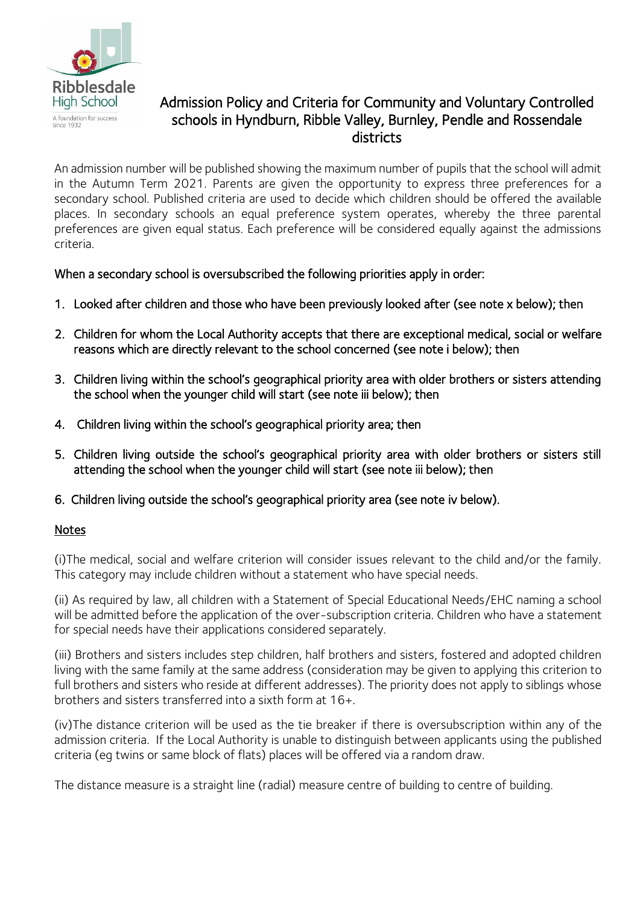Ribblesdale High School

A foundation for success since 1932

# Admission Policy and Criteria for Community and Voluntary Controlled schools in Hyndburn, Ribble Valley, Burnley, Pendle and Rossendale districts

An admission number will be published showing the maximum number of pupils that the school will admit in the Autumn Term 2021. Parents are given the opportunity to express three preferences for a secondary school. Published criteria are used to decide which children should be offered the available places. In secondary schools an equal preference system operates, whereby the three parental preferences are given equal status. Each preference will be considered equally against the admissions criteria.

**When a secondary school is oversubscribed the following priorities apply in order:**

1. **Looked after children and those who have been previously looked after (see note x below); then**
2. **Children for whom the Local Authority accepts that there are exceptional medical, social or welfare reasons which are directly relevant to the school concerned (see note i below); then**
3. **Children living within the school's geographical priority area with older brothers or sisters attending the school when the younger child will start (see note iii below); then**
4. **Children living within the school's geographical priority area; then**
5. **Children living outside the school's geographical priority area with older brothers or sisters still attending the school when the younger child will start (see note iii below); then**
6. **Children living outside the school's geographical priority area (see note iv below).**

## Notes

(i)The medical, social and welfare criterion will consider issues relevant to the child and/or the family. This category may include children without a statement who have special needs.

(ii) As required by law, all children with a Statement of Special Educational Needs/EHC naming a school will be admitted before the application of the over-subscription criteria. Children who have a statement for special needs have their applications considered separately.

(iii) Brothers and sisters includes step children, half brothers and sisters, fostered and adopted children living with the same family at the same address (consideration may be given to applying this criterion to full brothers and sisters who reside at different addresses). The priority does not apply to siblings whose brothers and sisters transferred into a sixth form at 16+.

(iv)The distance criterion will be used as the tie breaker if there is oversubscription within any of the admission criteria. If the Local Authority is unable to distinguish between applicants using the published criteria (eg twins or same block of flats) places will be offered via a random draw.

The distance measure is a straight line (radial) measure centre of building to centre of building.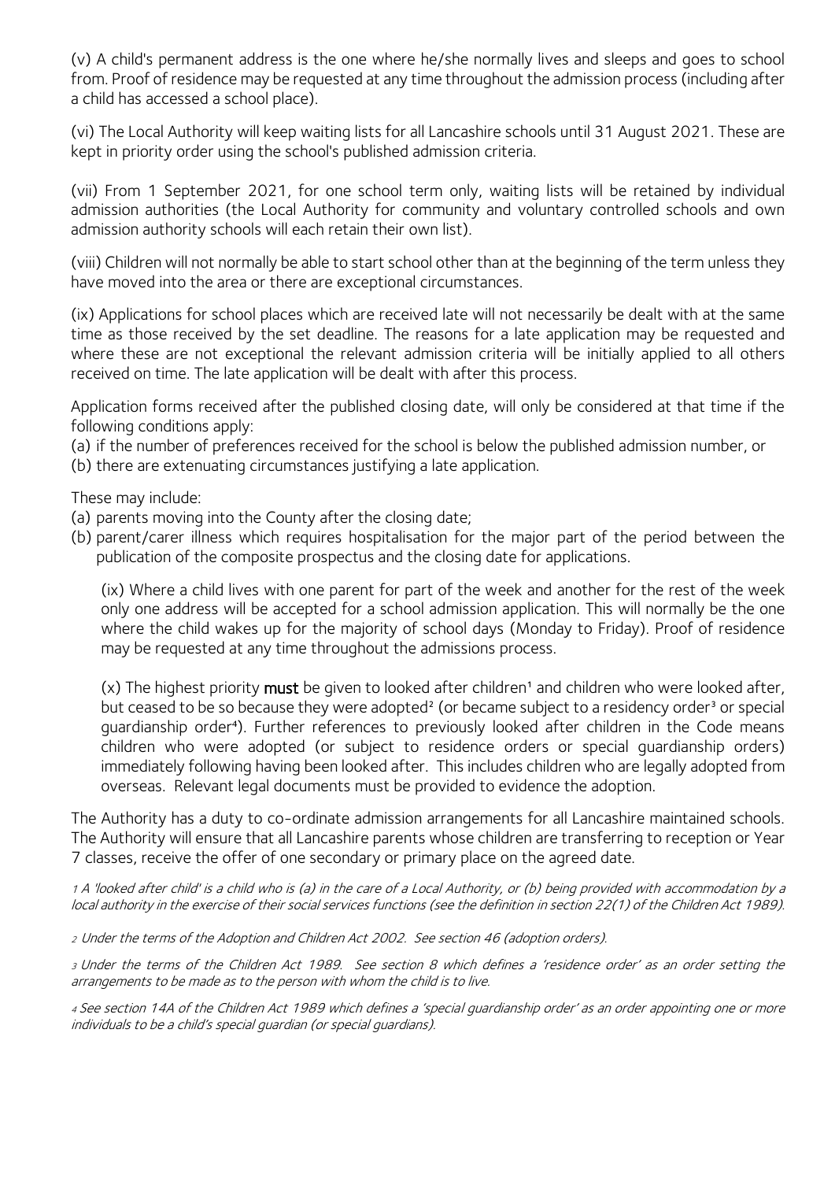(v) A child's permanent address is the one where he/she normally lives and sleeps and goes to school from. Proof of residence may be requested at any time throughout the admission process (including after a child has accessed a school place).

(vi) The Local Authority will keep waiting lists for all Lancashire schools until 31 August 2021. These are kept in priority order using the school's published admission criteria.

(vii) From 1 September 2021, for one school term only, waiting lists will be retained by individual admission authorities (the Local Authority for community and voluntary controlled schools and own admission authority schools will each retain their own list).

(viii) Children will not normally be able to start school other than at the beginning of the term unless they have moved into the area or there are exceptional circumstances.

(ix) Applications for school places which are received late will not necessarily be dealt with at the same time as those received by the set deadline. The reasons for a late application may be requested and where these are not exceptional the relevant admission criteria will be initially applied to all others received on time. The late application will be dealt with after this process.

Application forms received after the published closing date, will only be considered at that time if the following conditions apply:

(a) if the number of preferences received for the school is below the published admission number, or
(b) there are extenuating circumstances justifying a late application.

These may include:

(a) parents moving into the County after the closing date;
(b) parent/carer illness which requires hospitalisation for the major part of the period between the publication of the composite prospectus and the closing date for applications.

(ix) Where a child lives with one parent for part of the week and another for the rest of the week only one address will be accepted for a school admission application. This will normally be the one where the child wakes up for the majority of school days (Monday to Friday). Proof of residence may be requested at any time throughout the admissions process.

(x) The highest priority **must** be given to looked after children[1] and children who were looked after, but ceased to be so because they were adopted[2] (or became subject to a residency order[3] or special guardianship order[4]). Further references to previously looked after children in the Code means children who were adopted (or subject to residence orders or special guardianship orders) immediately following having been looked after. This includes children who are legally adopted from overseas. Relevant legal documents must be provided to evidence the adoption.

The Authority has a duty to co-ordinate admission arrangements for all Lancashire maintained schools. The Authority will ensure that all Lancashire parents whose children are transferring to reception or Year 7 classes, receive the offer of one secondary or primary place on the agreed date.

[1] *A 'looked after child' is a child who is (a) in the care of a Local Authority, or (b) being provided with accommodation by a local authority in the exercise of their social services functions (see the definition in section 22(1) of the Children Act 1989).*

[2] *Under the terms of the Adoption and Children Act 2002. See section 46 (adoption orders).*

[3] *Under the terms of the Children Act 1989. See section 8 which defines a 'residence order' as an order setting the arrangements to be made as to the person with whom the child is to live.*

[4] *See section 14A of the Children Act 1989 which defines a 'special guardianship order' as an order appointing one or more individuals to be a child's special guardian (or special guardians).*